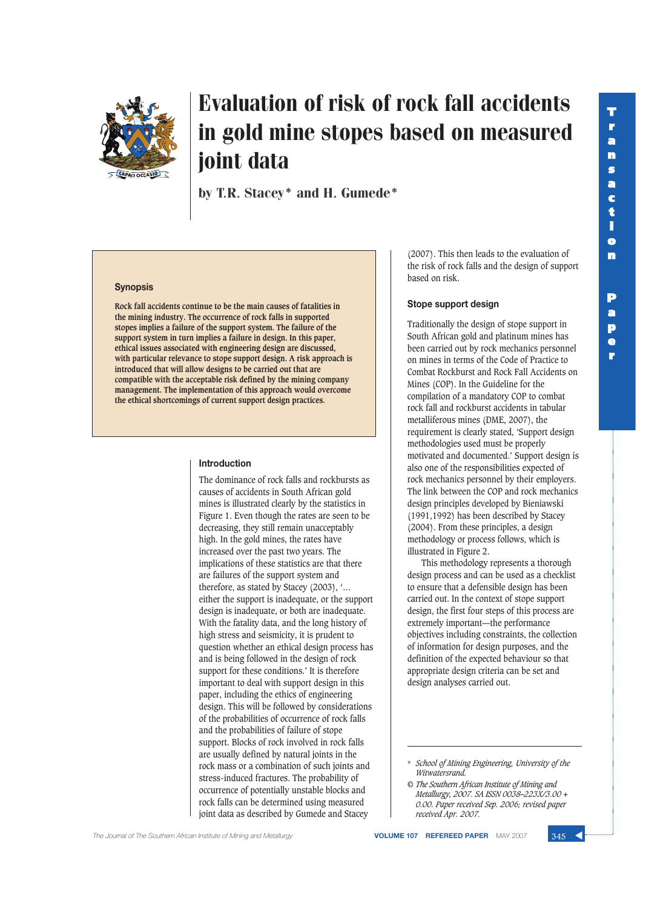# Evaluation of risk of rock fall accidents in gold mine stopes based on measured joint data

by T.R. Stacey* and H. Gumede*

## Synopsis

**Rock fall accidents continue to be the main causes of fatalities in the mining industry. The occurrence of rock falls in supported stopes implies a failure of the support system. The failure of the support system in turn implies a failure in design. In this paper, ethical issues associated with engineering design are discussed, with particular relevance to stope support design. A risk approach is introduced that will allow designs to be carried out that are compatible with the acceptable risk defined by the mining company management. The implementation of this approach would overcome the ethical shortcomings of current support design practices.**

## Introduction

The dominance of rock falls and rockbursts as causes of accidents in South African gold mines is illustrated clearly by the statistics in Figure 1. Even though the rates are seen to be decreasing, they still remain unacceptably high. In the gold mines, the rates have increased over the past two years. The implications of these statistics are that there are failures of the support system and therefore, as stated by Stacey (2003), '… either the support is inadequate, or the support design is inadequate, or both are inadequate. With the fatality data, and the long history of high stress and seismicity, it is prudent to question whether an ethical design process has and is being followed in the design of rock support for these conditions.' It is therefore important to deal with support design in this paper, including the ethics of engineering design. This will be followed by considerations of the probabilities of occurrence of rock falls and the probabilities of failure of stope support. Blocks of rock involved in rock falls are usually defined by natural joints in the rock mass or a combination of such joints and stress-induced fractures. The probability of occurrence of potentially unstable blocks and rock falls can be determined using measured joint data as described by Gumede and Stacey (2007). This then leads to the evaluation of the risk of rock falls and the design of support based on risk.

## Stope support design

Traditionally the design of stope support in South African gold and platinum mines has been carried out by rock mechanics personnel on mines in terms of the Code of Practice to Combat Rockburst and Rock Fall Accidents on Mines (COP). In the Guideline for the compilation of a mandatory COP to combat rock fall and rockburst accidents in tabular metalliferous mines (DME, 2007), the requirement is clearly stated, 'Support design methodologies used must be properly motivated and documented.' Support design is also one of the responsibilities expected of rock mechanics personnel by their employers. The link between the COP and rock mechanics design principles developed by Bieniawski (1991,1992) has been described by Stacey (2004). From these principles, a design methodology or process follows, which is illustrated in Figure 2.

This methodology represents a thorough design process and can be used as a checklist to ensure that a defensible design has been carried out. In the context of stope support design, the first four steps of this process are extremely important—the performance objectives including constraints, the collection of information for design purposes, and the definition of the expected behaviour so that appropriate design criteria can be set and design analyses carried out.

---

\* *School of Mining Engineering, University of the Witwatersrand.*

© *The Southern African Institute of Mining and Metallurgy, 2007. SA ISSN 0038–223X/3.00 + 0.00. Paper received Sep. 2006; revised paper received Apr. 2007.*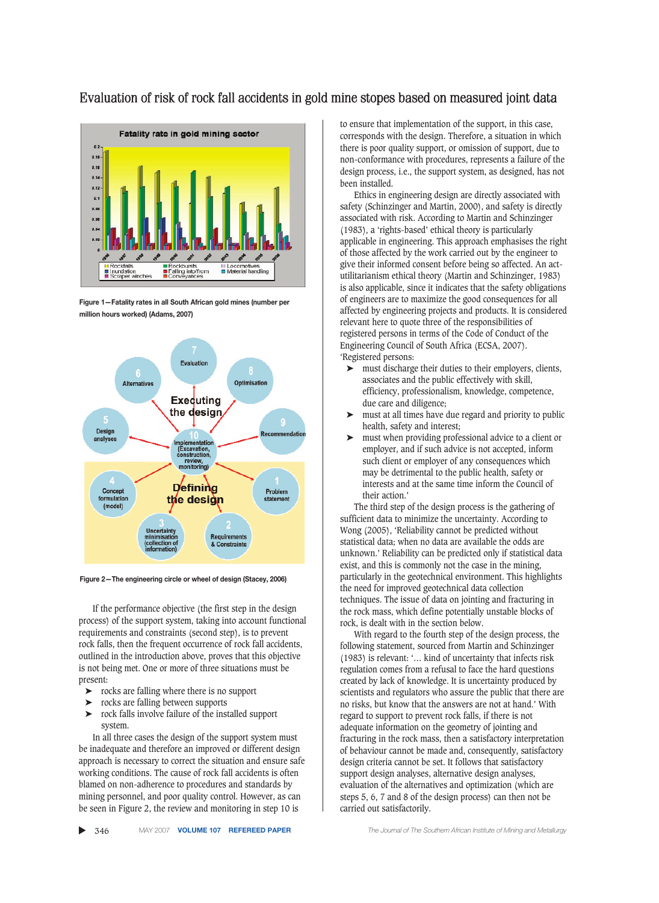# Evaluation of risk of rock fall accidents in gold mine stopes based on measured joint data

Figure 1—Fatality rates in all South African gold mines (number per million hours worked) (Adams, 2007)

Figure 2—The engineering circle or wheel of design (Stacey, 2006)

If the performance objective (the first step in the design process) of the support system, taking into account functional requirements and constraints (second step), is to prevent rock falls, then the frequent occurrence of rock fall accidents, outlined in the introduction above, proves that this objective is not being met. One or more of three situations must be present:

- rocks are falling where there is no support
- rocks are falling between supports
- rock falls involve failure of the installed support system.

In all three cases the design of the support system must be inadequate and therefore an improved or different design approach is necessary to correct the situation and ensure safe working conditions. The cause of rock fall accidents is often blamed on non-adherence to procedures and standards by mining personnel, and poor quality control. However, as can be seen in Figure 2, the review and monitoring in step 10 is to ensure that implementation of the support, in this case, corresponds with the design. Therefore, a situation in which there is poor quality support, or omission of support, due to non-conformance with procedures, represents a failure of the design process, i.e., the support system, as designed, has not been installed.

Ethics in engineering design are directly associated with safety (Schinzinger and Martin, 2000), and safety is directly associated with risk. According to Martin and Schinzinger (1983), a 'rights-based' ethical theory is particularly applicable in engineering. This approach emphasises the right of those affected by the work carried out by the engineer to give their informed consent before being so affected. An act-utilitarianism ethical theory (Martin and Schinzinger, 1983) is also applicable, since it indicates that the safety obligations of engineers are to maximize the good consequences for all affected by engineering projects and products. It is considered relevant here to quote three of the responsibilities of registered persons in terms of the Code of Conduct of the Engineering Council of South Africa (ECSA, 2007). 'Registered persons:

- must discharge their duties to their employers, clients, associates and the public effectively with skill, efficiency, professionalism, knowledge, competence, due care and diligence;
- must at all times have due regard and priority to public health, safety and interest;
- must when providing professional advice to a client or employer, and if such advice is not accepted, inform such client or employer of any consequences which may be detrimental to the public health, safety or interests and at the same time inform the Council of their action.'

The third step of the design process is the gathering of sufficient data to minimize the uncertainty. According to Wong (2005), 'Reliability cannot be predicted without statistical data; when no data are available the odds are unknown.' Reliability can be predicted only if statistical data exist, and this is commonly not the case in the mining, particularly in the geotechnical environment. This highlights the need for improved geotechnical data collection techniques. The issue of data on jointing and fracturing in the rock mass, which define potentially unstable blocks of rock, is dealt with in the section below.

With regard to the fourth step of the design process, the following statement, sourced from Martin and Schinzinger (1983) is relevant: '… kind of uncertainty that infects risk regulation comes from a refusal to face the hard questions created by lack of knowledge. It is uncertainty produced by scientists and regulators who assure the public that there are no risks, but know that the answers are not at hand.' With regard to support to prevent rock falls, if there is not adequate information on the geometry of jointing and fracturing in the rock mass, then a satisfactory interpretation of behaviour cannot be made and, consequently, satisfactory design criteria cannot be set. It follows that satisfactory support design analyses, alternative design analyses, evaluation of the alternatives and optimization (which are steps 5, 6, 7 and 8 of the design process) can then not be carried out satisfactorily.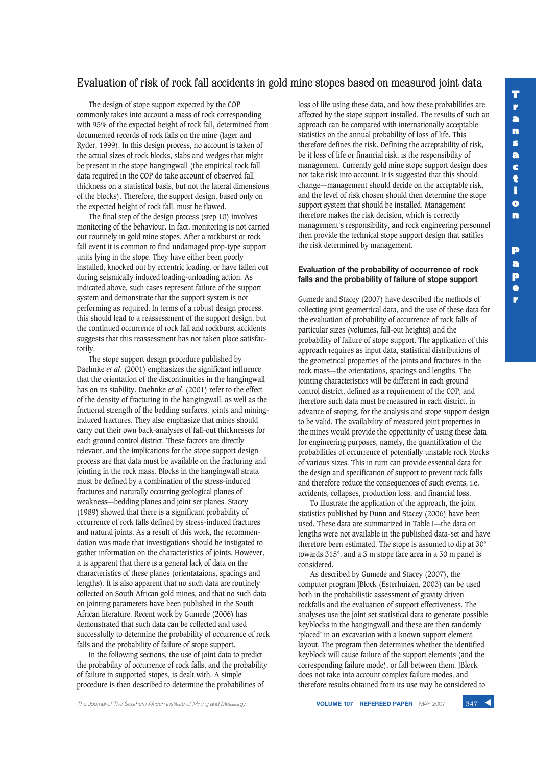The design of stope support expected by the COP commonly takes into account a mass of rock corresponding with 95% of the expected height of rock fall, determined from documented records of rock falls on the mine (Jager and Ryder, 1999). In this design process, no account is taken of the actual sizes of rock blocks, slabs and wedges that might be present in the stope hangingwall (the empirical rock fall data required in the COP do take account of observed fall thickness on a statistical basis, but not the lateral dimensions of the blocks). Therefore, the support design, based only on the expected height of rock fall, must be flawed.

The final step of the design process (step 10) involves monitoring of the behaviour. In fact, monitoring is not carried out routinely in gold mine stopes. After a rockburst or rock fall event it is common to find undamaged prop-type support units lying in the stope. They have either been poorly installed, knocked out by eccentric loading, or have fallen out during seismically induced loading-unloading action. As indicated above, such cases represent failure of the support system and demonstrate that the support system is not performing as required. In terms of a robust design process, this should lead to a reassessment of the support design, but the continued occurrence of rock fall and rockburst accidents suggests that this reassessment has not taken place satisfactorily.

The stope support design procedure published by Daehnke *et al.* (2001) emphasizes the significant influence that the orientation of the discontinuities in the hangingwall has on its stability. Daehnke *et al.* (2001) refer to the effect of the density of fracturing in the hangingwall, as well as the frictional strength of the bedding surfaces, joints and mining-induced fractures. They also emphasize that mines should carry out their own back-analyses of fall-out thicknesses for each ground control district. These factors are directly relevant, and the implications for the stope support design process are that data must be available on the fracturing and jointing in the rock mass. Blocks in the hangingwall strata must be defined by a combination of the stress-induced fractures and naturally occurring geological planes of weakness—bedding planes and joint set planes. Stacey (1989) showed that there is a significant probability of occurrence of rock falls defined by stress-induced fractures and natural joints. As a result of this work, the recommendation was made that investigations should be instigated to gather information on the characteristics of joints. However, it is apparent that there is a general lack of data on the characteristics of these planes (orientataions, spacings and lengths). It is also apparent that no such data are routinely collected on South African gold mines, and that no such data on jointing parameters have been published in the South African literature. Recent work by Gumede (2006) has demonstrated that such data can be collected and used successfully to determine the probability of occurrence of rock falls and the probability of failure of stope support.

In the following sections, the use of joint data to predict the probability of occurrence of rock falls, and the probability of failure in supported stopes, is dealt with. A simple procedure is then described to determine the probabilities of loss of life using these data, and how these probabilities are affected by the stope support installed. The results of such an approach can be compared with internationally acceptable statistics on the annual probability of loss of life. This therefore defines the risk. Defining the acceptability of risk, be it loss of life or financial risk, is the responsibility of management. Currently gold mine stope support design does not take risk into account. It is suggested that this should change—management should decide on the acceptable risk, and the level of risk chosen should then determine the stope support system that should be installed. Management therefore makes the risk decision, which is correctly management's responsibility, and rock engineering personnel then provide the technical stope support design that satifies the risk determined by management.

## Evaluation of the probability of occurrence of rock falls and the probability of failure of stope support

Gumede and Stacey (2007) have described the methods of collecting joint geometrical data, and the use of these data for the evaluation of probability of occurrence of rock falls of particular sizes (volumes, fall-out heights) and the probability of failure of stope support. The application of this approach requires as input data, statistical distributions of the geometrical properties of the joints and fractures in the rock mass—the orientations, spacings and lengths. The jointing characteristics will be different in each ground control district, defined as a requirement of the COP, and therefore such data must be measured in each district, in advance of stoping, for the analysis and stope support design to be valid. The availability of measured joint properties in the mines would provide the opportunity of using these data for engineering purposes, namely, the quantification of the probabilities of occurrence of potentially unstable rock blocks of various sizes. This in turn can provide essential data for the design and specification of support to prevent rock falls and therefore reduce the consequences of such events, i.e. accidents, collapses, production loss, and financial loss.

To illustrate the application of the approach, the joint statistics published by Dunn and Stacey (2006) have been used. These data are summarized in Table I—the data on lengths were not available in the published data-set and have therefore been estimated. The stope is assumed to dip at 30° towards 315°, and a 3 m stope face area in a 30 m panel is considered.

As described by Gumede and Stacey (2007), the computer program JBlock (Esterhuizen, 2003) can be used both in the probabilistic assessment of gravity driven rockfalls and the evaluation of support effectiveness. The analyses use the joint set statistical data to generate possible keyblocks in the hangingwall and these are then randomly 'placed' in an excavation with a known support element layout. The program then determines whether the identified keyblock will cause failure of the support elements (and the corresponding failure mode), or fall between them. JBlock does not take into account complex failure modes, and therefore results obtained from its use may be considered to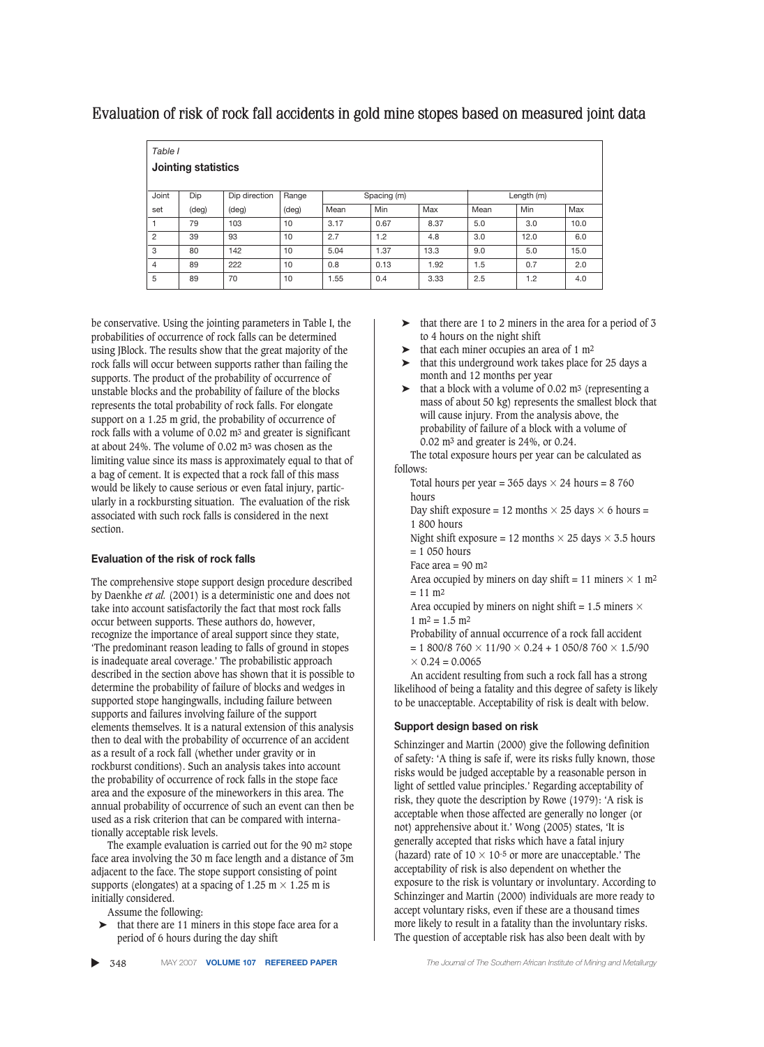Table I

**Jointing statistics**

| Joint set | Dip (deg) | Dip direction (deg) | Range (deg) | Spacing (m) | | | Length (m) | | |
|---|---|---|---|---|---|---|---|---|---|
| | | | | Mean | Min | Max | Mean | Min | Max |
| 1 | 79 | 103 | 10 | 3.17 | 0.67 | 8.37 | 5.0 | 3.0 | 10.0 |
| 2 | 39 | 93 | 10 | 2.7 | 1.2 | 4.8 | 3.0 | 12.0 | 6.0 |
| 3 | 80 | 142 | 10 | 5.04 | 1.37 | 13.3 | 9.0 | 5.0 | 15.0 |
| 4 | 89 | 222 | 10 | 0.8 | 0.13 | 1.92 | 1.5 | 0.7 | 2.0 |
| 5 | 89 | 70 | 10 | 1.55 | 0.4 | 3.33 | 2.5 | 1.2 | 4.0 |

be conservative. Using the jointing parameters in Table I, the probabilities of occurrence of rock falls can be determined using JBlock. The results show that the great majority of the rock falls will occur between supports rather than failing the supports. The product of the probability of occurrence of unstable blocks and the probability of failure of the blocks represents the total probability of rock falls. For elongate support on a 1.25 m grid, the probability of occurrence of rock falls with a volume of 0.02 $m^3$ and greater is significant at about 24%. The volume of 0.02 $m^3$ was chosen as the limiting value since its mass is approximately equal to that of a bag of cement. It is expected that a rock fall of this mass would be likely to cause serious or even fatal injury, particularly in a rockbursting situation. The evaluation of the risk associated with such rock falls is considered in the next section.

### Evaluation of the risk of rock falls

The comprehensive stope support design procedure described by Daenkhe *et al.* (2001) is a deterministic one and does not take into account satisfactorily the fact that most rock falls occur between supports. These authors do, however, recognize the importance of areal support since they state, 'The predominant reason leading to falls of ground in stopes is inadequate areal coverage.' The probabilistic approach described in the section above has shown that it is possible to determine the probability of failure of blocks and wedges in supported stope hangingwalls, including failure between supports and failures involving failure of the support elements themselves. It is a natural extension of this analysis then to deal with the probability of occurrence of an accident as a result of a rock fall (whether under gravity or in rockburst conditions). Such an analysis takes into account the probability of occurrence of rock falls in the stope face area and the exposure of the mineworkers in this area. The annual probability of occurrence of such an event can then be used as a risk criterion that can be compared with internationally acceptable risk levels.

The example evaluation is carried out for the 90 $m^2$ stope face area involving the 30 m face length and a distance of 3m adjacent to the face. The stope support consisting of point supports (elongates) at a spacing of 1.25 m × 1.25 m is initially considered.

Assume the following:

- that there are 11 miners in this stope face area for a period of 6 hours during the day shift
- that there are 1 to 2 miners in the area for a period of 3 to 4 hours on the night shift
- that each miner occupies an area of 1 $m^2$
- that this underground work takes place for 25 days a month and 12 months per year
- that a block with a volume of 0.02 $m^3$ (representing a mass of about 50 kg) represents the smallest block that will cause injury. From the analysis above, the probability of failure of a block with a volume of 0.02 $m^3$ and greater is 24%, or 0.24.

The total exposure hours per year can be calculated as follows:

Total hours per year = 365 days × 24 hours = 8 760 hours

Day shift exposure = 12 months × 25 days × 6 hours = 1 800 hours

Night shift exposure = 12 months × 25 days × 3.5 hours = 1 050 hours

Face area = 90 $m^2$

Area occupied by miners on day shift = 11 miners × 1 $m^2$ = 11 $m^2$

Area occupied by miners on night shift = 1.5 miners × 1 $m^2$ = 1.5 $m^2$

Probability of annual occurrence of a rock fall accident = 1 800/8 760 × 11/90 × 0.24 + 1 050/8 760 × 1.5/90 × 0.24 = 0.0065

An accident resulting from such a rock fall has a strong likelihood of being a fatality and this degree of safety is likely to be unacceptable. Acceptability of risk is dealt with below.

### Support design based on risk

Schinzinger and Martin (2000) give the following definition of safety: 'A thing is safe if, were its risks fully known, those risks would be judged acceptable by a reasonable person in light of settled value principles.' Regarding acceptability of risk, they quote the description by Rowe (1979): 'A risk is acceptable when those affected are generally no longer (or not) apprehensive about it.' Wong (2005) states, 'It is generally accepted that risks which have a fatal injury (hazard) rate of $10 \times 10^{-5}$ or more are unacceptable.' The acceptability of risk is also dependent on whether the exposure to the risk is voluntary or involuntary. According to Schinzinger and Martin (2000) individuals are more ready to accept voluntary risks, even if these are a thousand times more likely to result in a fatality than the involuntary risks. The question of acceptable risk has also been dealt with by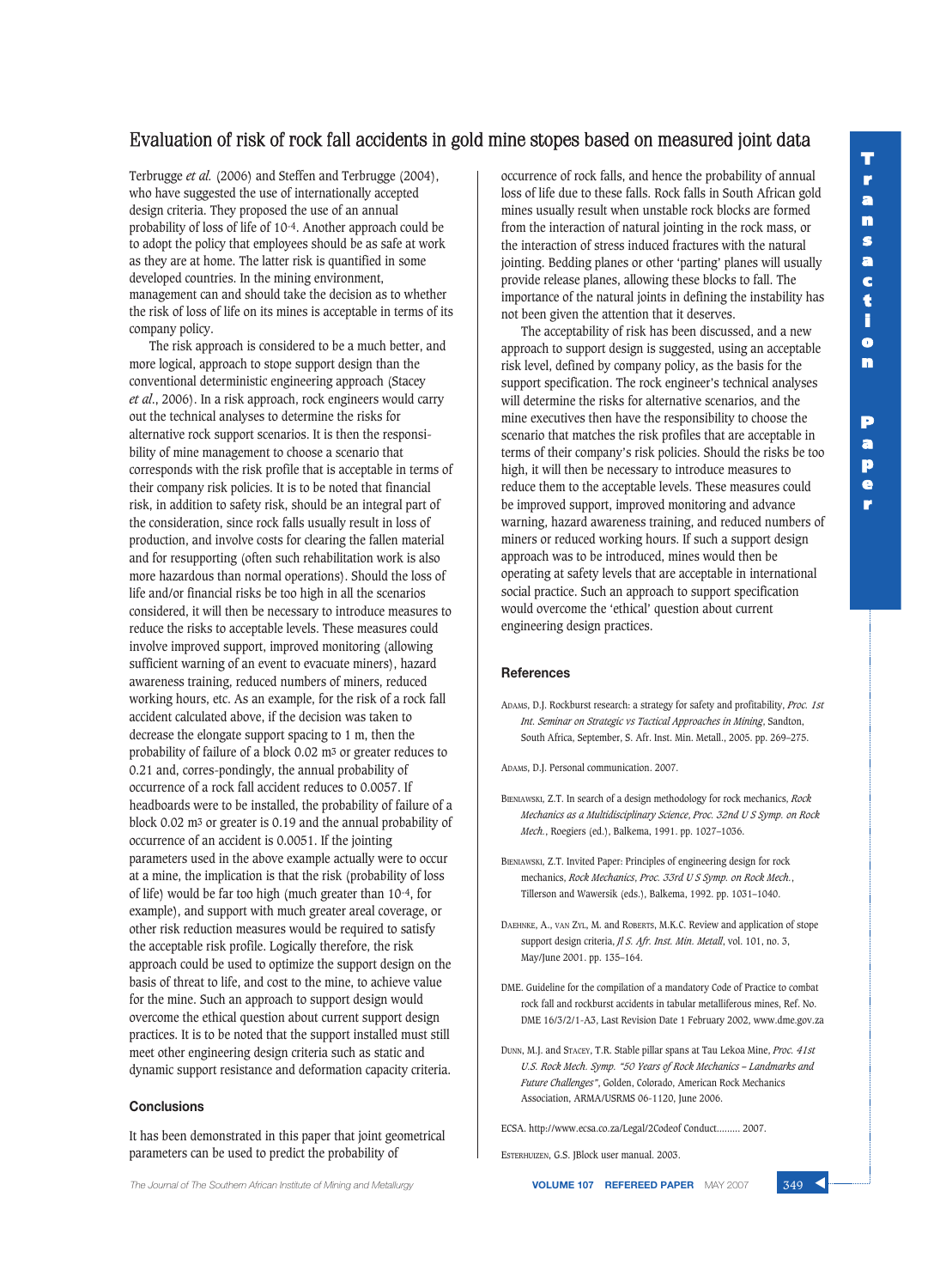Terbrugge *et al.* (2006) and Steffen and Terbrugge (2004), who have suggested the use of internationally accepted design criteria. They proposed the use of an annual probability of loss of life of $10^{-4}$. Another approach could be to adopt the policy that employees should be as safe at work as they are at home. The latter risk is quantified in some developed countries. In the mining environment, management can and should take the decision as to whether the risk of loss of life on its mines is acceptable in terms of its company policy.

The risk approach is considered to be a much better, and more logical, approach to stope support design than the conventional deterministic engineering approach (Stacey *et al.*, 2006). In a risk approach, rock engineers would carry out the technical analyses to determine the risks for alternative rock support scenarios. It is then the responsibility of mine management to choose a scenario that corresponds with the risk profile that is acceptable in terms of their company risk policies. It is to be noted that financial risk, in addition to safety risk, should be an integral part of the consideration, since rock falls usually result in loss of production, and involve costs for clearing the fallen material and for resupporting (often such rehabilitation work is also more hazardous than normal operations). Should the loss of life and/or financial risks be too high in all the scenarios considered, it will then be necessary to introduce measures to reduce the risks to acceptable levels. These measures could involve improved support, improved monitoring (allowing sufficient warning of an event to evacuate miners), hazard awareness training, reduced numbers of miners, reduced working hours, etc. As an example, for the risk of a rock fall accident calculated above, if the decision was taken to decrease the elongate support spacing to 1 m, then the probability of failure of a block 0.02 $m^3$ or greater reduces to 0.21 and, corres-pondingly, the annual probability of occurrence of a rock fall accident reduces to 0.0057. If headboards were to be installed, the probability of failure of a block 0.02 $m^3$ or greater is 0.19 and the annual probability of occurrence of an accident is 0.0051. If the jointing parameters used in the above example actually were to occur at a mine, the implication is that the risk (probability of loss of life) would be far too high (much greater than $10^{-4}$, for example), and support with much greater areal coverage, or other risk reduction measures would be required to satisfy the acceptable risk profile. Logically therefore, the risk approach could be used to optimize the support design on the basis of threat to life, and cost to the mine, to achieve value for the mine. Such an approach to support design would overcome the ethical question about current support design practices. It is to be noted that the support installed must still meet other engineering design criteria such as static and dynamic support resistance and deformation capacity criteria.

## Conclusions

It has been demonstrated in this paper that joint geometrical parameters can be used to predict the probability of occurrence of rock falls, and hence the probability of annual loss of life due to these falls. Rock falls in South African gold mines usually result when unstable rock blocks are formed from the interaction of natural jointing in the rock mass, or the interaction of stress induced fractures with the natural jointing. Bedding planes or other 'parting' planes will usually provide release planes, allowing these blocks to fall. The importance of the natural joints in defining the instability has not been given the attention that it deserves.

The acceptability of risk has been discussed, and a new approach to support design is suggested, using an acceptable risk level, defined by company policy, as the basis for the support specification. The rock engineer's technical analyses will determine the risks for alternative scenarios, and the mine executives then have the responsibility to choose the scenario that matches the risk profiles that are acceptable in terms of their company's risk policies. Should the risks be too high, it will then be necessary to introduce measures to reduce them to the acceptable levels. These measures could be improved support, improved monitoring and advance warning, hazard awareness training, and reduced numbers of miners or reduced working hours. If such a support design approach was to be introduced, mines would then be operating at safety levels that are acceptable in international social practice. Such an approach to support specification would overcome the 'ethical' question about current engineering design practices.

## References

Adams, D.J. Rockburst research: a strategy for safety and profitability, *Proc. 1st Int. Seminar on Strategic vs Tactical Approaches in Mining*, Sandton, South Africa, September, S. Afr. Inst. Min. Metall., 2005. pp. 269–275.

Adams, D.J. Personal communication. 2007.

Bieniawski, Z.T. In search of a design methodology for rock mechanics, *Rock Mechanics as a Multidisciplinary Science, Proc. 32nd U S Symp. on Rock Mech.*, Roegiers (ed.), Balkema, 1991. pp. 1027–1036.

Bieniawski, Z.T. Invited Paper: Principles of engineering design for rock mechanics, *Rock Mechanics, Proc. 33rd U S Symp. on Rock Mech.*, Tillerson and Wawersik (eds.), Balkema, 1992. pp. 1031–1040.

Daehnke, A., van Zyl, M. and Roberts, M.K.C. Review and application of stope support design criteria, *Jl S. Afr. Inst. Min. Metall*, vol. 101, no. 3, May/June 2001. pp. 135–164.

DME. Guideline for the compilation of a mandatory Code of Practice to combat rock fall and rockburst accidents in tabular metalliferous mines, Ref. No. DME 16/3/2/1-A3, Last Revision Date 1 February 2002, www.dme.gov.za

Dunn, M.J. and Stacey, T.R. Stable pillar spans at Tau Lekoa Mine, *Proc. 41st U.S. Rock Mech. Symp. "50 Years of Rock Mechanics – Landmarks and Future Challenges"*, Golden, Colorado, American Rock Mechanics Association, ARMA/USRMS 06-1120, June 2006.

ECSA. http://www.ecsa.co.za/Legal/2Codeof Conduct......... 2007.

Esterhuizen, G.S. JBlock user manual. 2003.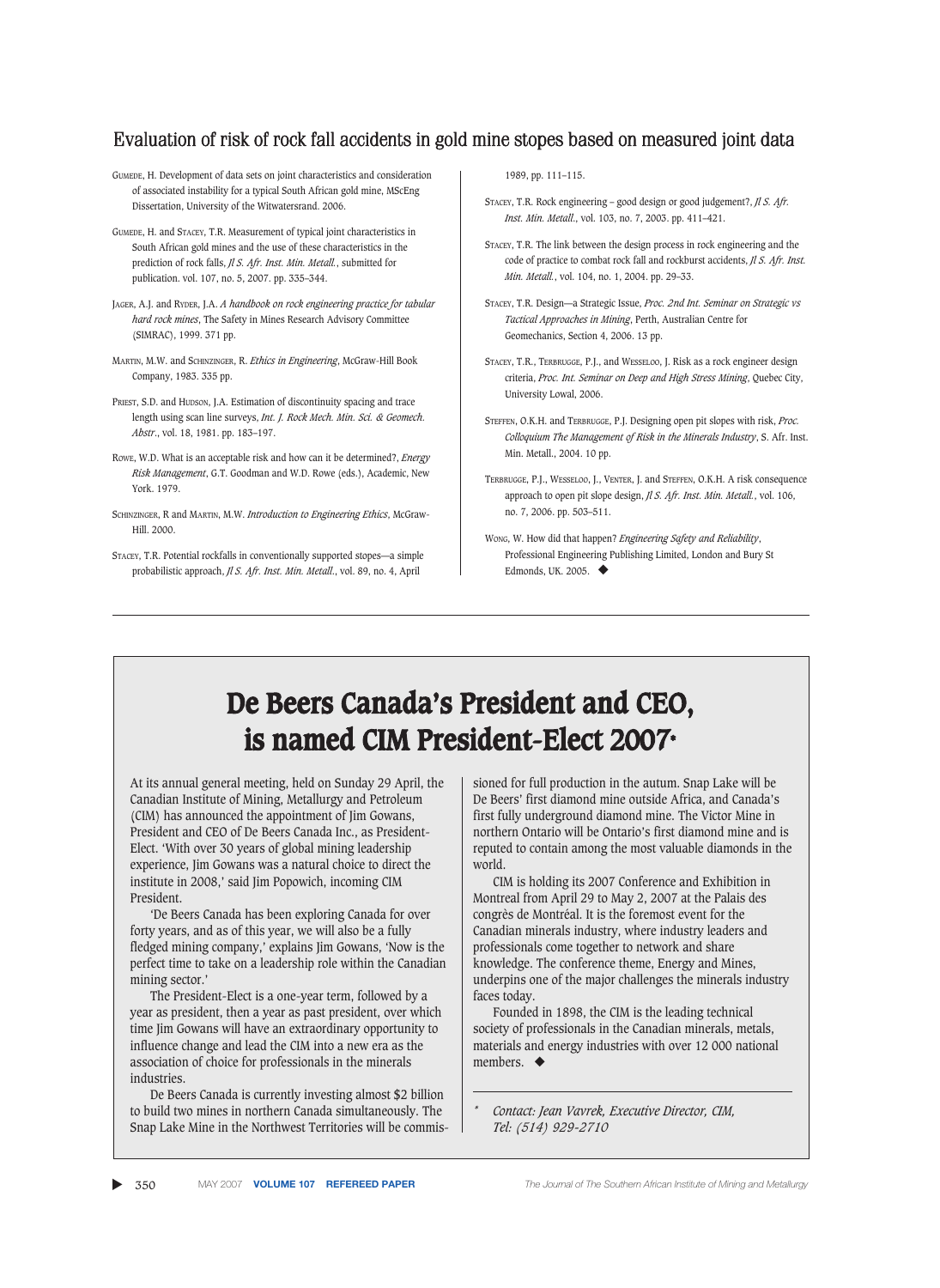GUMEDE, H. Development of data sets on joint characteristics and consideration of associated instability for a typical South African gold mine, MScEng Dissertation, University of the Witwatersrand. 2006.

GUMEDE, H. and STACEY, T.R. Measurement of typical joint characteristics in South African gold mines and the use of these characteristics in the prediction of rock falls, *Jl S. Afr. Inst. Min. Metall.*, submitted for publication. vol. 107, no. 5, 2007. pp. 335–344.

JAGER, A.J. and RYDER, J.A. *A handbook on rock engineering practice for tabular hard rock mines*, The Safety in Mines Research Advisory Committee (SIMRAC), 1999. 371 pp.

MARTIN, M.W. and SCHINZINGER, R. *Ethics in Engineering*, McGraw-Hill Book Company, 1983. 335 pp.

PRIEST, S.D. and HUDSON, J.A. Estimation of discontinuity spacing and trace length using scan line surveys, *Int. J. Rock Mech. Min. Sci. & Geomech. Abstr.*, vol. 18, 1981. pp. 183–197.

ROWE, W.D. What is an acceptable risk and how can it be determined?, *Energy Risk Management*, G.T. Goodman and W.D. Rowe (eds.), Academic, New York. 1979.

SCHINZINGER, R and MARTIN, M.W. *Introduction to Engineering Ethics*, McGraw-Hill. 2000.

STACEY, T.R. Potential rockfalls in conventionally supported stopes—a simple probabilistic approach, *Jl S. Afr. Inst. Min. Metall.*, vol. 89, no. 4, April 1989, pp. 111–115.

STACEY, T.R. Rock engineering – good design or good judgement?, *Jl S. Afr. Inst. Min. Metall.*, vol. 103, no. 7, 2003. pp. 411–421.

STACEY, T.R. The link between the design process in rock engineering and the code of practice to combat rock fall and rockburst accidents, *Jl S. Afr. Inst. Min. Metall.*, vol. 104, no. 1, 2004. pp. 29–33.

STACEY, T.R. Design—a Strategic Issue, *Proc. 2nd Int. Seminar on Strategic vs Tactical Approaches in Mining*, Perth, Australian Centre for Geomechanics, Section 4, 2006. 13 pp.

STACEY, T.R., TERBRUGGE, P.J., and WESSELOO, J. Risk as a rock engineer design criteria, *Proc. Int. Seminar on Deep and High Stress Mining*, Quebec City, University Lowal, 2006.

STEFFEN, O.K.H. and TERBRUGGE, P.J. Designing open pit slopes with risk, *Proc. Colloquium The Management of Risk in the Minerals Industry*, S. Afr. Inst. Min. Metall., 2004. 10 pp.

TERBRUGGE, P.J., WESSELOO, J., VENTER, J. and STEFFEN, O.K.H. A risk consequence approach to open pit slope design, *Jl S. Afr. Inst. Min. Metall.*, vol. 106, no. 7, 2006. pp. 503–511.

WONG, W. How did that happen? *Engineering Safety and Reliability*, Professional Engineering Publishing Limited, London and Bury St Edmonds, UK. 2005. ◆

# De Beers Canada's President and CEO, is named CIM President-Elect 2007*

At its annual general meeting, held on Sunday 29 April, the Canadian Institute of Mining, Metallurgy and Petroleum (CIM) has announced the appointment of Jim Gowans, President and CEO of De Beers Canada Inc., as President-Elect. 'With over 30 years of global mining leadership experience, Jim Gowans was a natural choice to direct the institute in 2008,' said Jim Popowich, incoming CIM President.

'De Beers Canada has been exploring Canada for over forty years, and as of this year, we will also be a fully fledged mining company,' explains Jim Gowans, 'Now is the perfect time to take on a leadership role within the Canadian mining sector.'

The President-Elect is a one-year term, followed by a year as president, then a year as past president, over which time Jim Gowans will have an extraordinary opportunity to influence change and lead the CIM into a new era as the association of choice for professionals in the minerals industries.

De Beers Canada is currently investing almost $2 billion to build two mines in northern Canada simultaneously. The Snap Lake Mine in the Northwest Territories will be commissioned for full production in the autum. Snap Lake will be De Beers' first diamond mine outside Africa, and Canada's first fully underground diamond mine. The Victor Mine in northern Ontario will be Ontario's first diamond mine and is reputed to contain among the most valuable diamonds in the world.

CIM is holding its 2007 Conference and Exhibition in Montreal from April 29 to May 2, 2007 at the Palais des congrès de Montréal. It is the foremost event for the Canadian minerals industry, where industry leaders and professionals come together to network and share knowledge. The conference theme, Energy and Mines, underpins one of the major challenges the minerals industry faces today.

Founded in 1898, the CIM is the leading technical society of professionals in the Canadian minerals, metals, materials and energy industries with over 12 000 national members. ◆

\* *Contact: Jean Vavrek, Executive Director, CIM, Tel: (514) 929-2710*